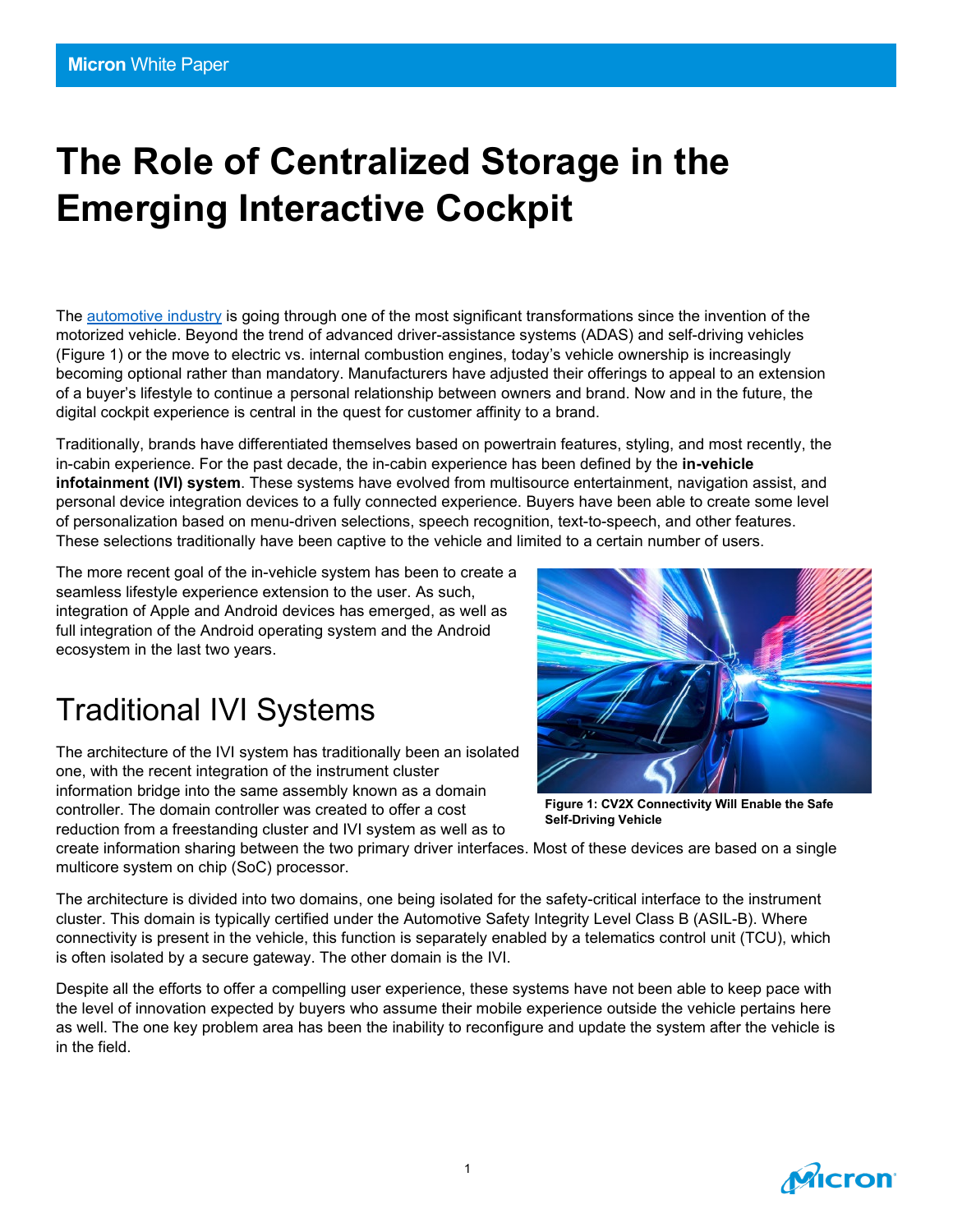# The Role of Centralized Storage in the Emerging Interactive Cockpit

The automotive industry is going through one of the most significant transformations since the invention of the motorized vehicle. Beyond the trend of advanced driver-assistance systems (ADAS) and self-driving vehicles (Figure 1) or the move to electric vs. internal combustion engines, today's vehicle ownership is increasingly becoming optional rather than mandatory. Manufacturers have adjusted their offerings to appeal to an extension of a buyer's lifestyle to continue a personal relationship between owners and brand. Now and in the future, the digital cockpit experience is central in the quest for customer affinity to a brand.

Traditionally, brands have differentiated themselves based on powertrain features, styling, and most recently, the in-cabin experience. For the past decade, the in-cabin experience has been defined by the **in-vehicle infotainment (IVI) system**. These systems have evolved from multisource entertainment, navigation assist, and personal device integration devices to a fully connected experience. Buyers have been able to create some level of personalization based on menu-driven selections, speech recognition, text-to-speech, and other features. These selections traditionally have been captive to the vehicle and limited to a certain number of users.

The more recent goal of the in-vehicle system has been to create a seamless lifestyle experience extension to the user. As such, integration of Apple and Android devices has emerged, as well as full integration of the Android operating system and the Android ecosystem in the last two years.

**Figure 1: CV2X Connectivity Will Enable the Safe Self-Driving Vehicle**

## Traditional IVI Systems

The architecture of the IVI system has traditionally been an isolated one, with the recent integration of the instrument cluster information bridge into the same assembly known as a domain controller. The domain controller was created to offer a cost reduction from a freestanding cluster and IVI system as well as to create information sharing between the two primary driver interfaces. Most of these devices are based on a single multicore system on chip (SoC) processor.

The architecture is divided into two domains, one being isolated for the safety-critical interface to the instrument cluster. This domain is typically certified under the Automotive Safety Integrity Level Class B (ASIL-B). Where connectivity is present in the vehicle, this function is separately enabled by a telematics control unit (TCU), which is often isolated by a secure gateway. The other domain is the IVI.

Despite all the efforts to offer a compelling user experience, these systems have not been able to keep pace with the level of innovation expected by buyers who assume their mobile experience outside the vehicle pertains here as well. The one key problem area has been the inability to reconfigure and update the system after the vehicle is in the field.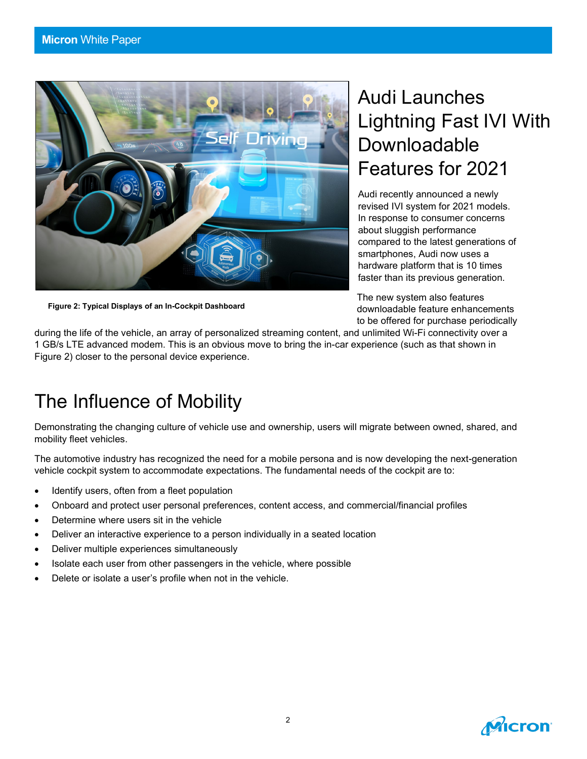Figure 2: Typical Displays of an In-Cockpit Dashboard

## Audi Launches Lightning Fast IVI With Downloadable Features for 2021

Audi recently announced a newly revised IVI system for 2021 models. In response to consumer concerns about sluggish performance compared to the latest generations of smartphones, Audi now uses a hardware platform that is 10 times faster than its previous generation.

The new system also features downloadable feature enhancements to be offered for purchase periodically during the life of the vehicle, an array of personalized streaming content, and unlimited Wi-Fi connectivity over a 1 GB/s LTE advanced modem. This is an obvious move to bring the in-car experience (such as that shown in Figure 2) closer to the personal device experience.

# The Influence of Mobility

Demonstrating the changing culture of vehicle use and ownership, users will migrate between owned, shared, and mobility fleet vehicles.

The automotive industry has recognized the need for a mobile persona and is now developing the next-generation vehicle cockpit system to accommodate expectations. The fundamental needs of the cockpit are to:

- Identify users, often from a fleet population
- Onboard and protect user personal preferences, content access, and commercial/financial profiles
- Determine where users sit in the vehicle
- Deliver an interactive experience to a person individually in a seated location
- Deliver multiple experiences simultaneously
- Isolate each user from other passengers in the vehicle, where possible
- Delete or isolate a user's profile when not in the vehicle.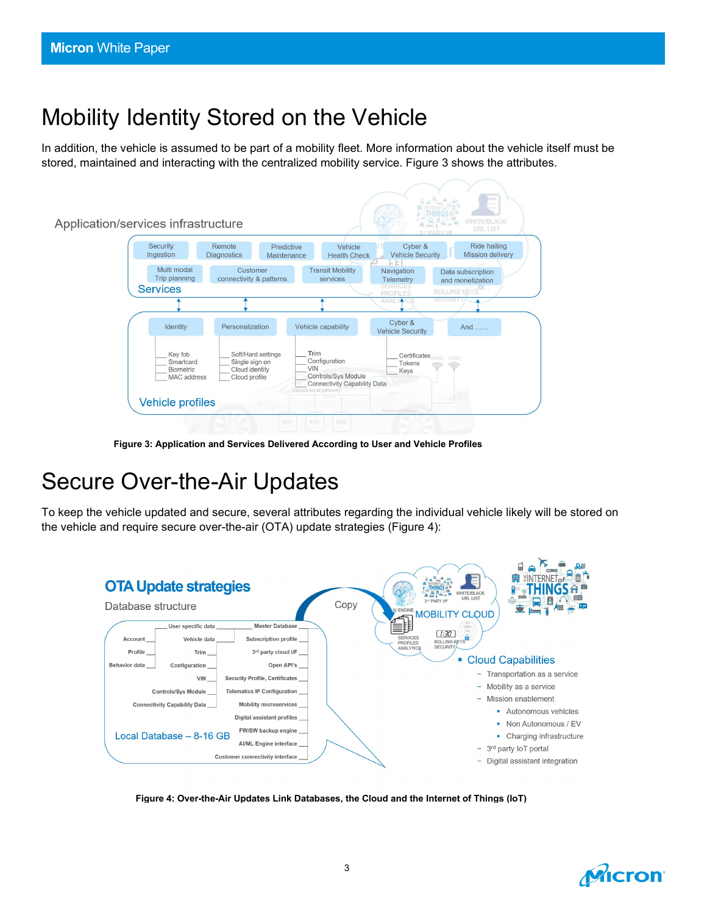# Mobility Identity Stored on the Vehicle

In addition, the vehicle is assumed to be part of a mobility fleet. More information about the vehicle itself must be stored, maintained and interacting with the centralized mobility service. Figure 3 shows the attributes.

**Figure 3: Application and Services Delivered According to User and Vehicle Profiles**

# Secure Over-the-Air Updates

To keep the vehicle updated and secure, several attributes regarding the individual vehicle likely will be stored on the vehicle and require secure over-the-air (OTA) update strategies (Figure 4):

**Figure 4: Over-the-Air Updates Link Databases, the Cloud and the Internet of Things (IoT)**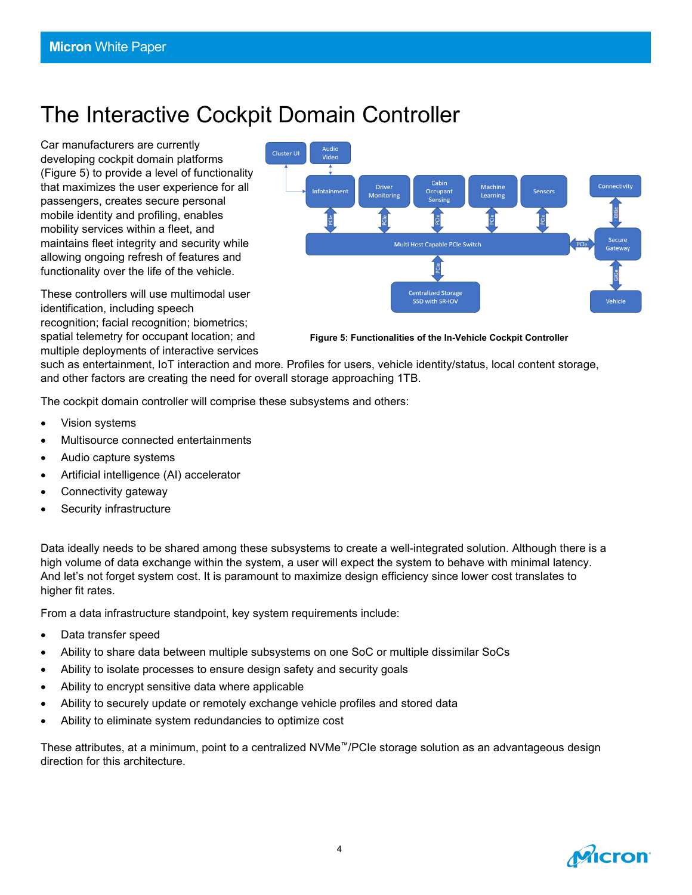# The Interactive Cockpit Domain Controller

Car manufacturers are currently developing cockpit domain platforms (Figure 5) to provide a level of functionality that maximizes the user experience for all passengers, creates secure personal mobile identity and profiling, enables mobility services within a fleet, and maintains fleet integrity and security while allowing ongoing refresh of features and functionality over the life of the vehicle.

These controllers will use multimodal user identification, including speech recognition; facial recognition; biometrics; spatial telemetry for occupant location; and multiple deployments of interactive services such as entertainment, IoT interaction and more. Profiles for users, vehicle identity/status, local content storage, and other factors are creating the need for overall storage approaching 1TB.

**Figure 5: Functionalities of the In-Vehicle Cockpit Controller**

The cockpit domain controller will comprise these subsystems and others:

- Vision systems
- Multisource connected entertainments
- Audio capture systems
- Artificial intelligence (AI) accelerator
- Connectivity gateway
- Security infrastructure

Data ideally needs to be shared among these subsystems to create a well-integrated solution. Although there is a high volume of data exchange within the system, a user will expect the system to behave with minimal latency. And let's not forget system cost. It is paramount to maximize design efficiency since lower cost translates to higher fit rates.

From a data infrastructure standpoint, key system requirements include:

- Data transfer speed
- Ability to share data between multiple subsystems on one SoC or multiple dissimilar SoCs
- Ability to isolate processes to ensure design safety and security goals
- Ability to encrypt sensitive data where applicable
- Ability to securely update or remotely exchange vehicle profiles and stored data
- Ability to eliminate system redundancies to optimize cost

These attributes, at a minimum, point to a centralized NVMe™/PCIe storage solution as an advantageous design direction for this architecture.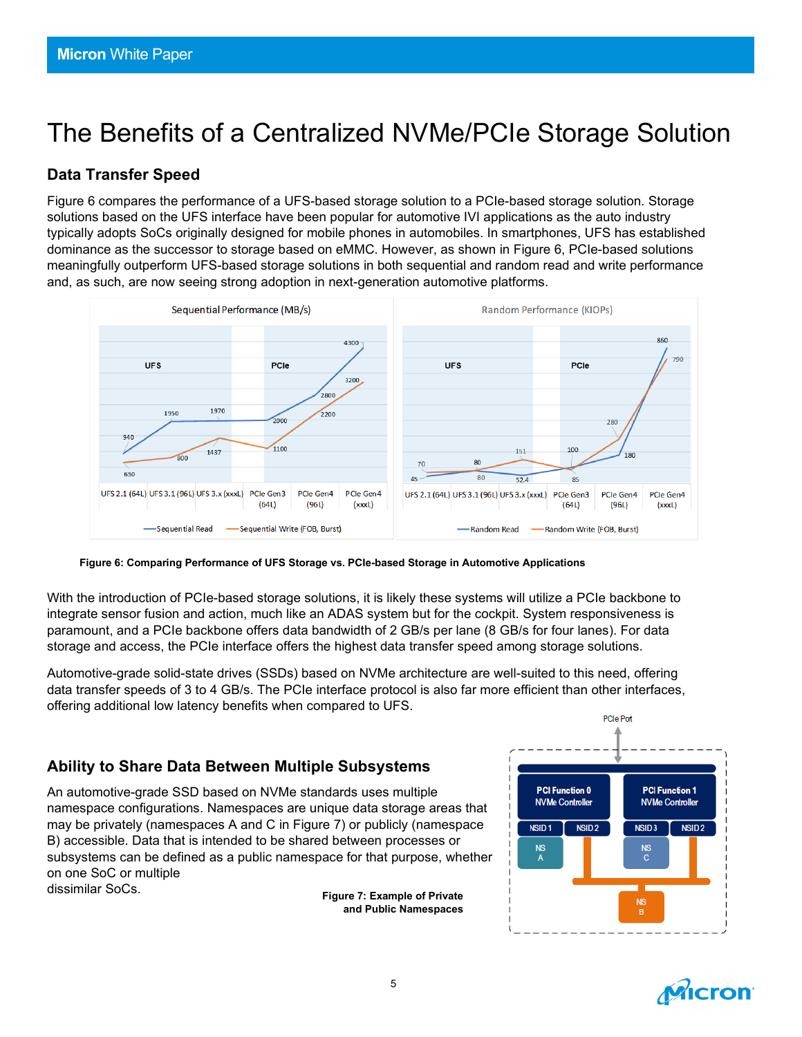# The Benefits of a Centralized NVMe/PCIe Storage Solution

## Data Transfer Speed

Figure 6 compares the performance of a UFS-based storage solution to a PCIe-based storage solution. Storage solutions based on the UFS interface have been popular for automotive IVI applications as the auto industry typically adopts SoCs originally designed for mobile phones in automobiles. In smartphones, UFS has established dominance as the successor to storage based on eMMC. However, as shown in Figure 6, PCIe-based solutions meaningfully outperform UFS-based storage solutions in both sequential and random read and write performance and, as such, are now seeing strong adoption in next-generation automotive platforms.

**Figure 6: Comparing Performance of UFS Storage vs. PCIe-based Storage in Automotive Applications**

With the introduction of PCIe-based storage solutions, it is likely these systems will utilize a PCIe backbone to integrate sensor fusion and action, much like an ADAS system but for the cockpit. System responsiveness is paramount, and a PCIe backbone offers data bandwidth of 2 GB/s per lane (8 GB/s for four lanes). For data storage and access, the PCIe interface offers the highest data transfer speed among storage solutions.

Automotive-grade solid-state drives (SSDs) based on NVMe architecture are well-suited to this need, offering data transfer speeds of 3 to 4 GB/s. The PCIe interface protocol is also far more efficient than other interfaces, offering additional low latency benefits when compared to UFS.

## Ability to Share Data Between Multiple Subsystems

An automotive-grade SSD based on NVMe standards uses multiple namespace configurations. Namespaces are unique data storage areas that may be privately (namespaces A and C in Figure 7) or publicly (namespace B) accessible. Data that is intended to be shared between processes or subsystems can be defined as a public namespace for that purpose, whether on one SoC or multiple dissimilar SoCs.

**Figure 7: Example of Private and Public Namespaces**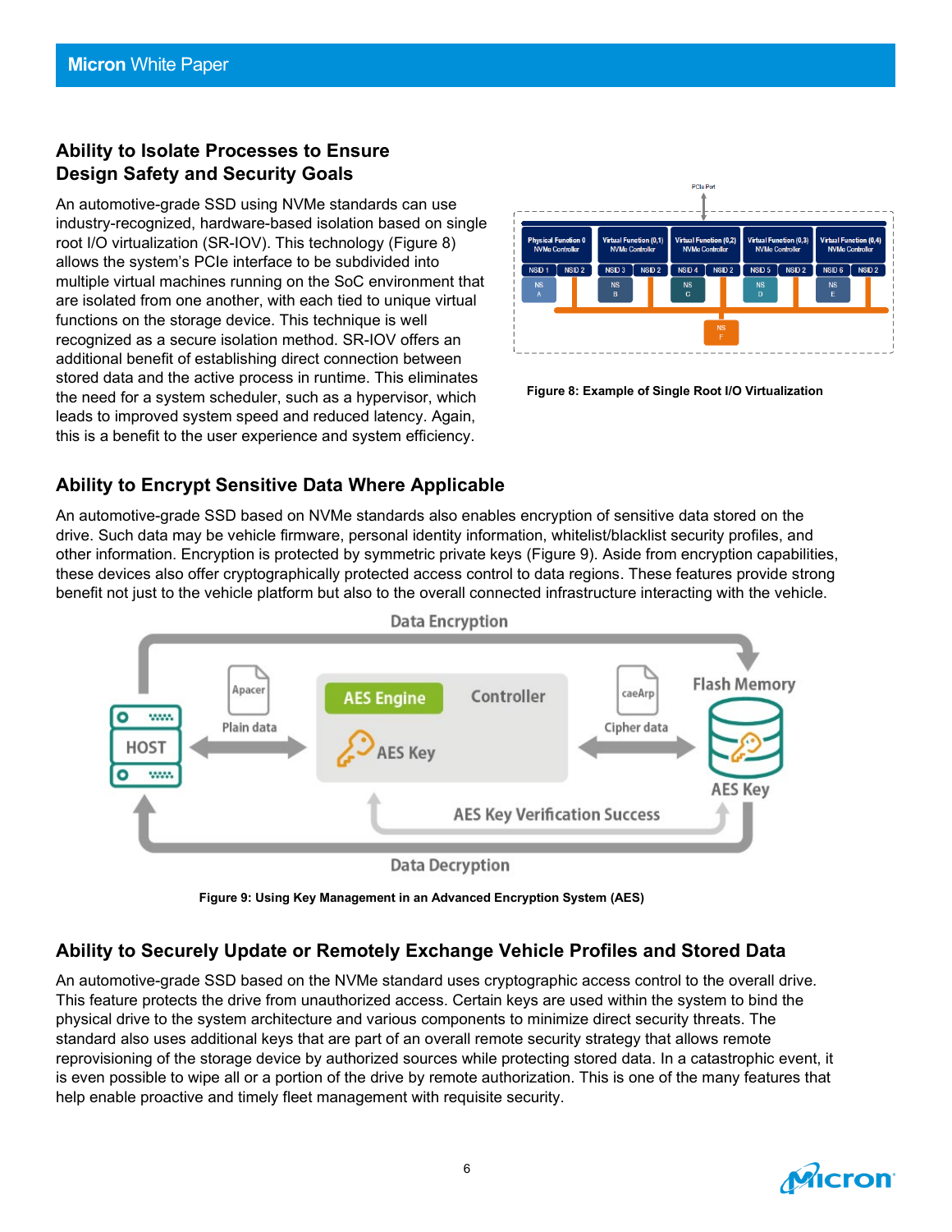## Ability to Isolate Processes to Ensure Design Safety and Security Goals

An automotive-grade SSD using NVMe standards can use industry-recognized, hardware-based isolation based on single root I/O virtualization (SR-IOV). This technology (Figure 8) allows the system's PCIe interface to be subdivided into multiple virtual machines running on the SoC environment that are isolated from one another, with each tied to unique virtual functions on the storage device. This technique is well recognized as a secure isolation method. SR-IOV offers an additional benefit of establishing direct connection between stored data and the active process in runtime. This eliminates the need for a system scheduler, such as a hypervisor, which leads to improved system speed and reduced latency. Again, this is a benefit to the user experience and system efficiency.

**Figure 8: Example of Single Root I/O Virtualization**

## Ability to Encrypt Sensitive Data Where Applicable

An automotive-grade SSD based on NVMe standards also enables encryption of sensitive data stored on the drive. Such data may be vehicle firmware, personal identity information, whitelist/blacklist security profiles, and other information. Encryption is protected by symmetric private keys (Figure 9). Aside from encryption capabilities, these devices also offer cryptographically protected access control to data regions. These features provide strong benefit not just to the vehicle platform but also to the overall connected infrastructure interacting with the vehicle.

**Figure 9: Using Key Management in an Advanced Encryption System (AES)**

## Ability to Securely Update or Remotely Exchange Vehicle Profiles and Stored Data

An automotive-grade SSD based on the NVMe standard uses cryptographic access control to the overall drive. This feature protects the drive from unauthorized access. Certain keys are used within the system to bind the physical drive to the system architecture and various components to minimize direct security threats. The standard also uses additional keys that are part of an overall remote security strategy that allows remote reprovisioning of the storage device by authorized sources while protecting stored data. In a catastrophic event, it is even possible to wipe all or a portion of the drive by remote authorization. This is one of the many features that help enable proactive and timely fleet management with requisite security.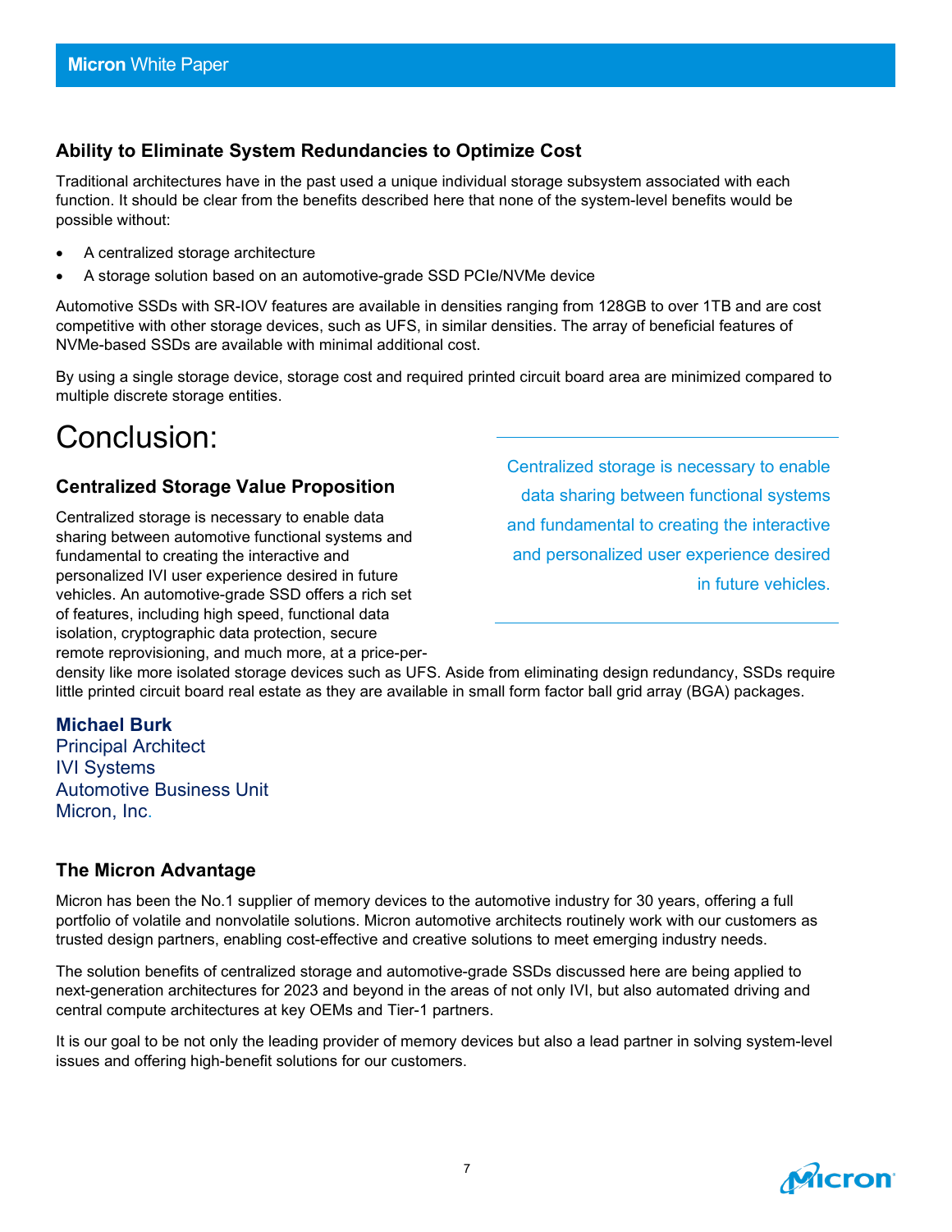### Ability to Eliminate System Redundancies to Optimize Cost

Traditional architectures have in the past used a unique individual storage subsystem associated with each function. It should be clear from the benefits described here that none of the system-level benefits would be possible without:

- A centralized storage architecture
- A storage solution based on an automotive-grade SSD PCIe/NVMe device

Automotive SSDs with SR-IOV features are available in densities ranging from 128GB to over 1TB and are cost competitive with other storage devices, such as UFS, in similar densities. The array of beneficial features of NVMe-based SSDs are available with minimal additional cost.

By using a single storage device, storage cost and required printed circuit board area are minimized compared to multiple discrete storage entities.

# Conclusion:

### Centralized Storage Value Proposition

Centralized storage is necessary to enable data sharing between automotive functional systems and fundamental to creating the interactive and personalized IVI user experience desired in future vehicles. An automotive-grade SSD offers a rich set of features, including high speed, functional data isolation, cryptographic data protection, secure remote reprovisioning, and much more, at a price-per-density like more isolated storage devices such as UFS. Aside from eliminating design redundancy, SSDs require little printed circuit board real estate as they are available in small form factor ball grid array (BGA) packages.

> Centralized storage is necessary to enable data sharing between functional systems and fundamental to creating the interactive and personalized user experience desired in future vehicles.

**Michael Burk**
Principal Architect
IVI Systems
Automotive Business Unit
Micron, Inc.

### The Micron Advantage

Micron has been the No.1 supplier of memory devices to the automotive industry for 30 years, offering a full portfolio of volatile and nonvolatile solutions. Micron automotive architects routinely work with our customers as trusted design partners, enabling cost-effective and creative solutions to meet emerging industry needs.

The solution benefits of centralized storage and automotive-grade SSDs discussed here are being applied to next-generation architectures for 2023 and beyond in the areas of not only IVI, but also automated driving and central compute architectures at key OEMs and Tier-1 partners.

It is our goal to be not only the leading provider of memory devices but also a lead partner in solving system-level issues and offering high-benefit solutions for our customers.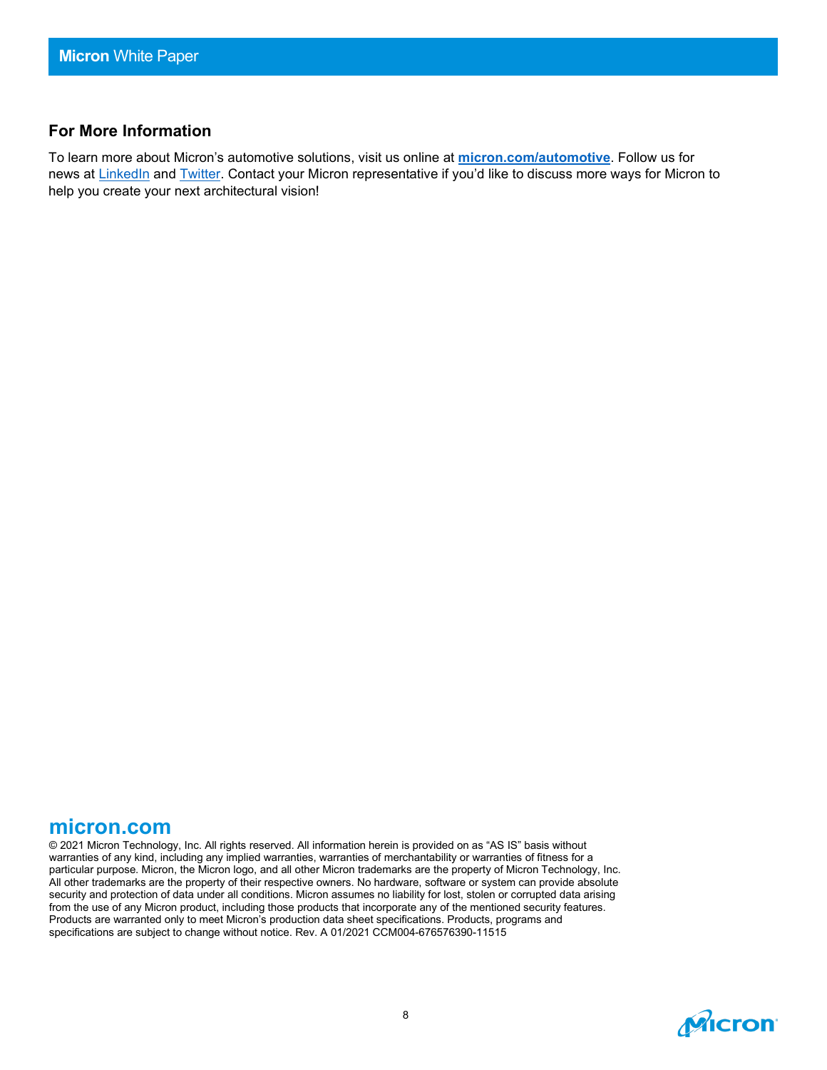## For More Information

To learn more about Micron's automotive solutions, visit us online at **micron.com/automotive**. Follow us for news at LinkedIn and Twitter. Contact your Micron representative if you'd like to discuss more ways for Micron to help you create your next architectural vision!

**micron.com**

© 2021 Micron Technology, Inc. All rights reserved. All information herein is provided on as "AS IS" basis without warranties of any kind, including any implied warranties, warranties of merchantability or warranties of fitness for a particular purpose. Micron, the Micron logo, and all other Micron trademarks are the property of Micron Technology, Inc. All other trademarks are the property of their respective owners. No hardware, software or system can provide absolute security and protection of data under all conditions. Micron assumes no liability for lost, stolen or corrupted data arising from the use of any Micron product, including those products that incorporate any of the mentioned security features. Products are warranted only to meet Micron's production data sheet specifications. Products, programs and specifications are subject to change without notice. Rev. A 01/2021 CCM004-676576390-11515